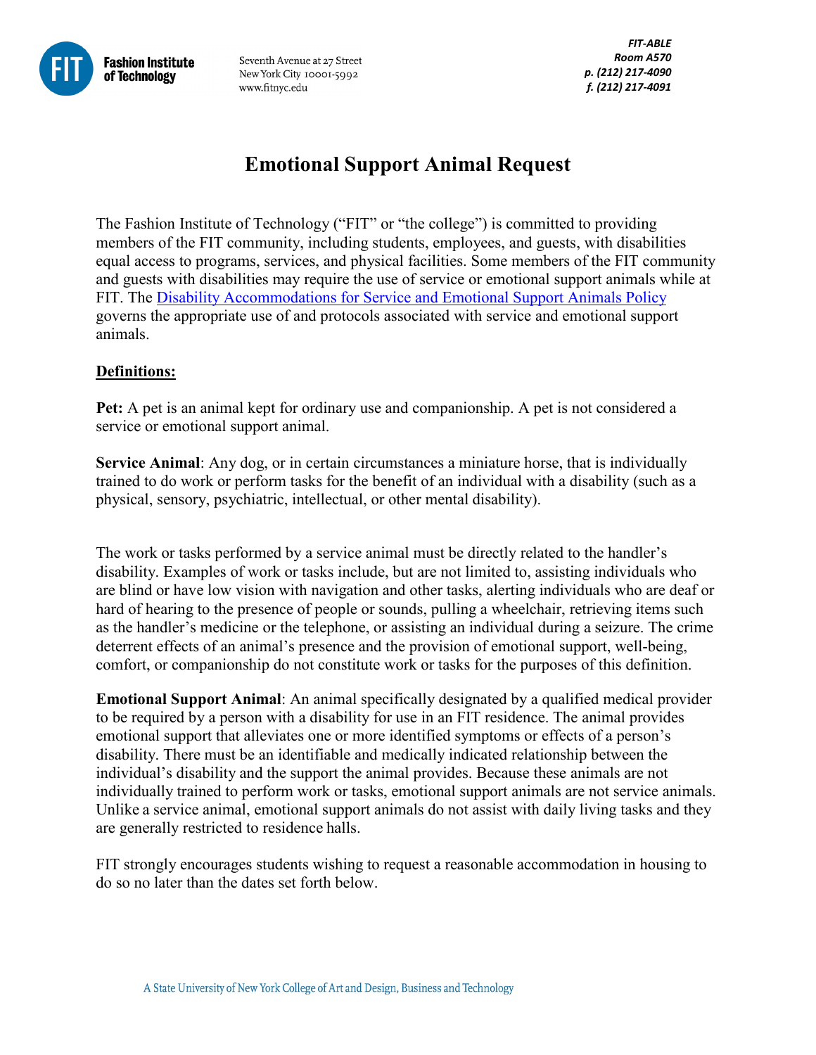Fashion Institute of Technology

Seventh Avenue at 27 Street
New York City 10001-5992
www.fitnyc.edu

*FIT-ABLE*
*Room A570*
*p. (212) 217-4090*
*f. (212) 217-4091*

# Emotional Support Animal Request

The Fashion Institute of Technology ("FIT" or "the college") is committed to providing members of the FIT community, including students, employees, and guests, with disabilities equal access to programs, services, and physical facilities. Some members of the FIT community and guests with disabilities may require the use of service or emotional support animals while at FIT. The Disability Accommodations for Service and Emotional Support Animals Policy governs the appropriate use of and protocols associated with service and emotional support animals.

## Definitions:

**Pet:** A pet is an animal kept for ordinary use and companionship. A pet is not considered a service or emotional support animal.

**Service Animal**: Any dog, or in certain circumstances a miniature horse, that is individually trained to do work or perform tasks for the benefit of an individual with a disability (such as a physical, sensory, psychiatric, intellectual, or other mental disability).

The work or tasks performed by a service animal must be directly related to the handler's disability. Examples of work or tasks include, but are not limited to, assisting individuals who are blind or have low vision with navigation and other tasks, alerting individuals who are deaf or hard of hearing to the presence of people or sounds, pulling a wheelchair, retrieving items such as the handler's medicine or the telephone, or assisting an individual during a seizure. The crime deterrent effects of an animal's presence and the provision of emotional support, well-being, comfort, or companionship do not constitute work or tasks for the purposes of this definition.

**Emotional Support Animal**: An animal specifically designated by a qualified medical provider to be required by a person with a disability for use in an FIT residence. The animal provides emotional support that alleviates one or more identified symptoms or effects of a person's disability. There must be an identifiable and medically indicated relationship between the individual's disability and the support the animal provides. Because these animals are not individually trained to perform work or tasks, emotional support animals are not service animals. Unlike a service animal, emotional support animals do not assist with daily living tasks and they are generally restricted to residence halls.

FIT strongly encourages students wishing to request a reasonable accommodation in housing to do so no later than the dates set forth below.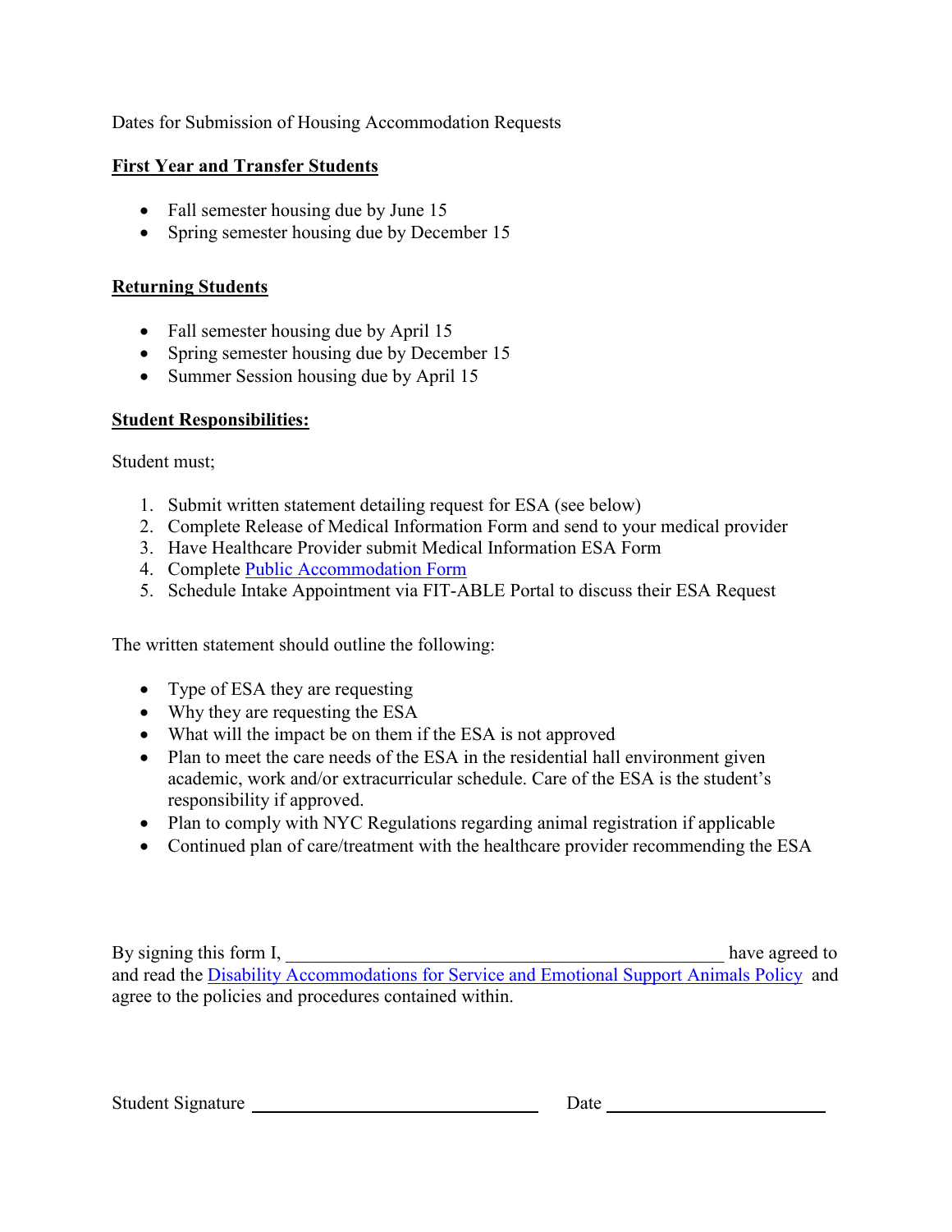Dates for Submission of Housing Accommodation Requests

**First Year and Transfer Students**

- Fall semester housing due by June 15
- Spring semester housing due by December 15

**Returning Students**

- Fall semester housing due by April 15
- Spring semester housing due by December 15
- Summer Session housing due by April 15

**Student Responsibilities:**

Student must;

1. Submit written statement detailing request for ESA (see below)
2. Complete Release of Medical Information Form and send to your medical provider
3. Have Healthcare Provider submit Medical Information ESA Form
4. Complete Public Accommodation Form
5. Schedule Intake Appointment via FIT-ABLE Portal to discuss their ESA Request

The written statement should outline the following:

- Type of ESA they are requesting
- Why they are requesting the ESA
- What will the impact be on them if the ESA is not approved
- Plan to meet the care needs of the ESA in the residential hall environment given academic, work and/or extracurricular schedule. Care of the ESA is the student's responsibility if approved.
- Plan to comply with NYC Regulations regarding animal registration if applicable
- Continued plan of care/treatment with the healthcare provider recommending the ESA

By signing this form I, ______________________________________________ have agreed to and read the Disability Accommodations for Service and Emotional Support Animals Policy and agree to the policies and procedures contained within.

Student Signature ______________________________ Date ______________________